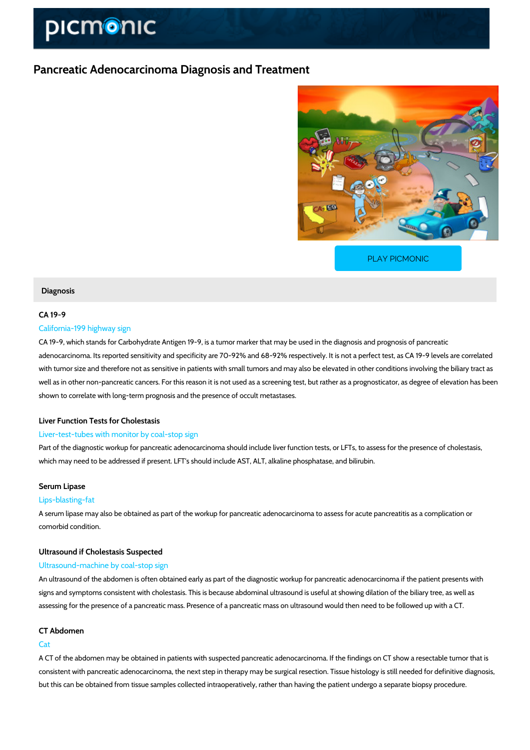# Pancreatic Adenocarcinoma Diagnosis and Treatment

PLAY PICMONIC

## Diagnosis

### CA 19-9

California-199 highway sign

CA 19-9, which stands for Carbohydrate Antigen 19-9, is a tumor marker that may be used in the diagnosis and prognosis of pancreatic adenocarcinoma. Its reported sensitivity and specificity are 70-92% and 68-92% respectively. It is not a perfect test, as CA 19-9 levels are correlated with tumor size and therefore not as sensitive in patients with small tumors and may also be elevated in other conditions involving the biliary tract as well as in other non-pancreatic cancers. For this reason it is not used as a screening test, but rather as a prognosticator, as degree of elevation has been shown to correlate with long-term prognosis and the presence of occult metastases.

### Liver Function Tests for Cholestasis

Liver-test-tubes with monitor by coal-stop sign

Part of the diagnostic workup for pancreatic adenocarcinoma should include liver function tests, or LFTs, to assess for the presence of cholestasis, which may need to be addressed if present. LFT's should include AST, ALT, alkaline phosphatase, and bilirubin.

### Serum Lipase

Lips-blasting-fat

A serum lipase may also be obtained as part of the workup for pancreatic adenocarcinoma to assess for acute pancreatitis as a complication or comorbid condition.

### Ultrasound if Cholestasis Suspected

Ultrasound-machine by coal-stop sign

An ultrasound of the abdomen is often obtained early as part of the diagnostic workup for pancreatic adenocarcinoma if the patient presents with signs and symptoms consistent with cholestasis. This is because abdominal ultrasound is useful at showing dilation of the biliary tree, as well as assessing for the presence of a pancreatic mass. Presence of a pancreatic mass on ultrasound would then need to be followed up with a CT.

### CT Abdomen

Cat

A CT of the abdomen may be obtained in patients with suspected pancreatic adenocarcinoma. If the findings on CT show a resectable tumor that is consistent with pancreatic adenocarcinoma, the next step in therapy may be surgical resection. Tissue histology is still needed for definitive diagnosis, but this can be obtained from tissue samples collected intraoperatively, rather than having the patient undergo a separate biopsy procedure.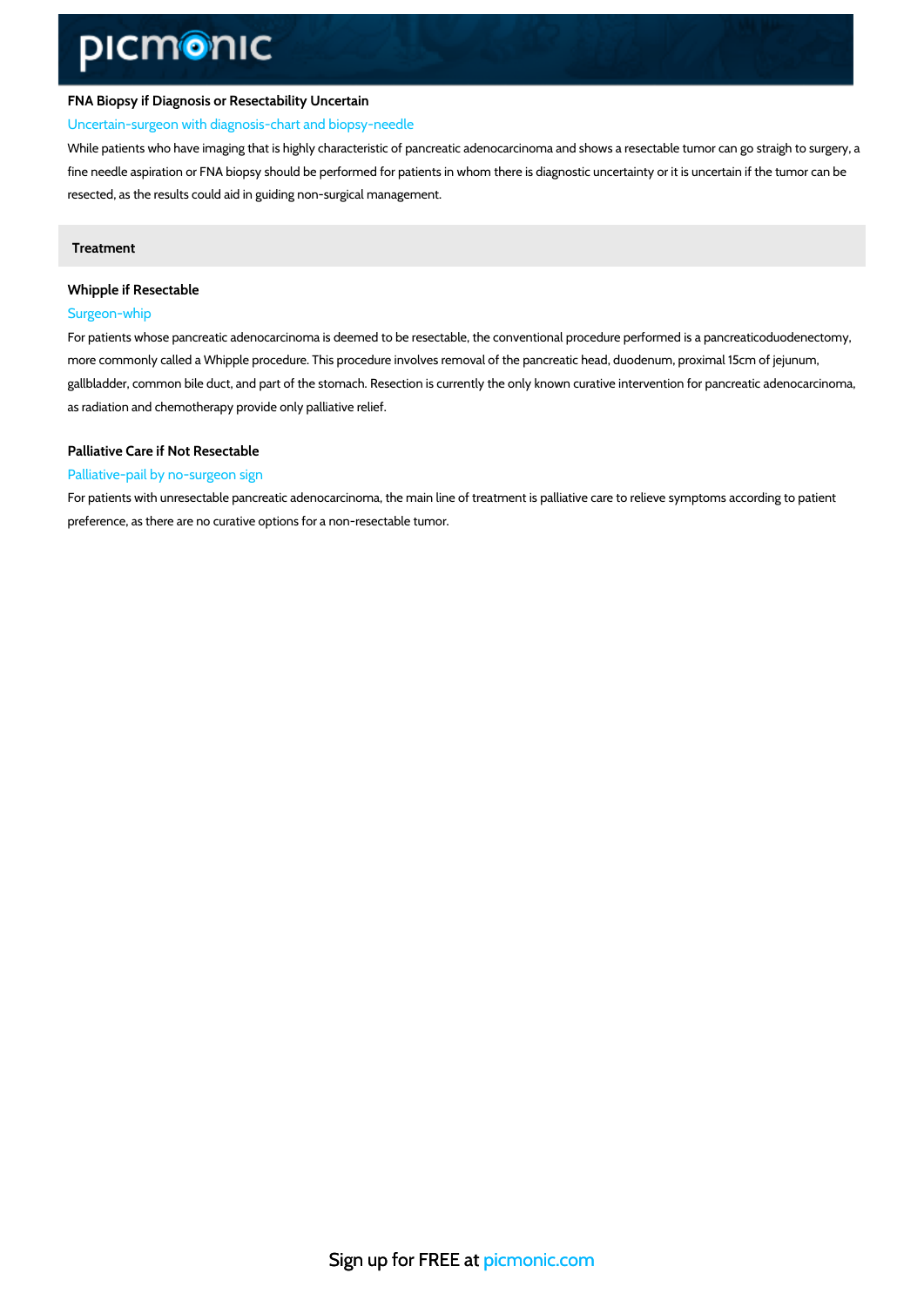### FNA Biopsy if Diagnosis or Resectability Uncertain

Uncertain-surgeon with diagnosis-chart and biopsy-needle

While patients who have imaging that is highly characteristic of pancreatic adenocarcinoma and shows a resectable tumor can go straigh to surgery, a fine needle aspiration or FNA biopsy should be performed for patients in whom there is diagnostic uncertainty or it is uncertain if the tumor can be resected, as the results could aid in guiding non-surgical management.

## Treatment

### Whipple if Resectable

Surgeon-whip

For patients whose pancreatic adenocarcinoma is deemed to be resectable, the conventional procedure performed is a pancreaticoduodenectomy, more commonly called a Whipple procedure. This procedure involves removal of the pancreatic head, duodenum, proximal 15cm of jejunum, gallbladder, common bile duct, and part of the stomach. Resection is currently the only known curative intervention for pancreatic adenocarcinoma, as radiation and chemotherapy provide only palliative relief.

### Palliative Care if Not Resectable

Palliative-pail by no-surgeon sign

For patients with unresectable pancreatic adenocarcinoma, the main line of treatment is palliative care to relieve symptoms according to patient preference, as there are no curative options for a non-resectable tumor.